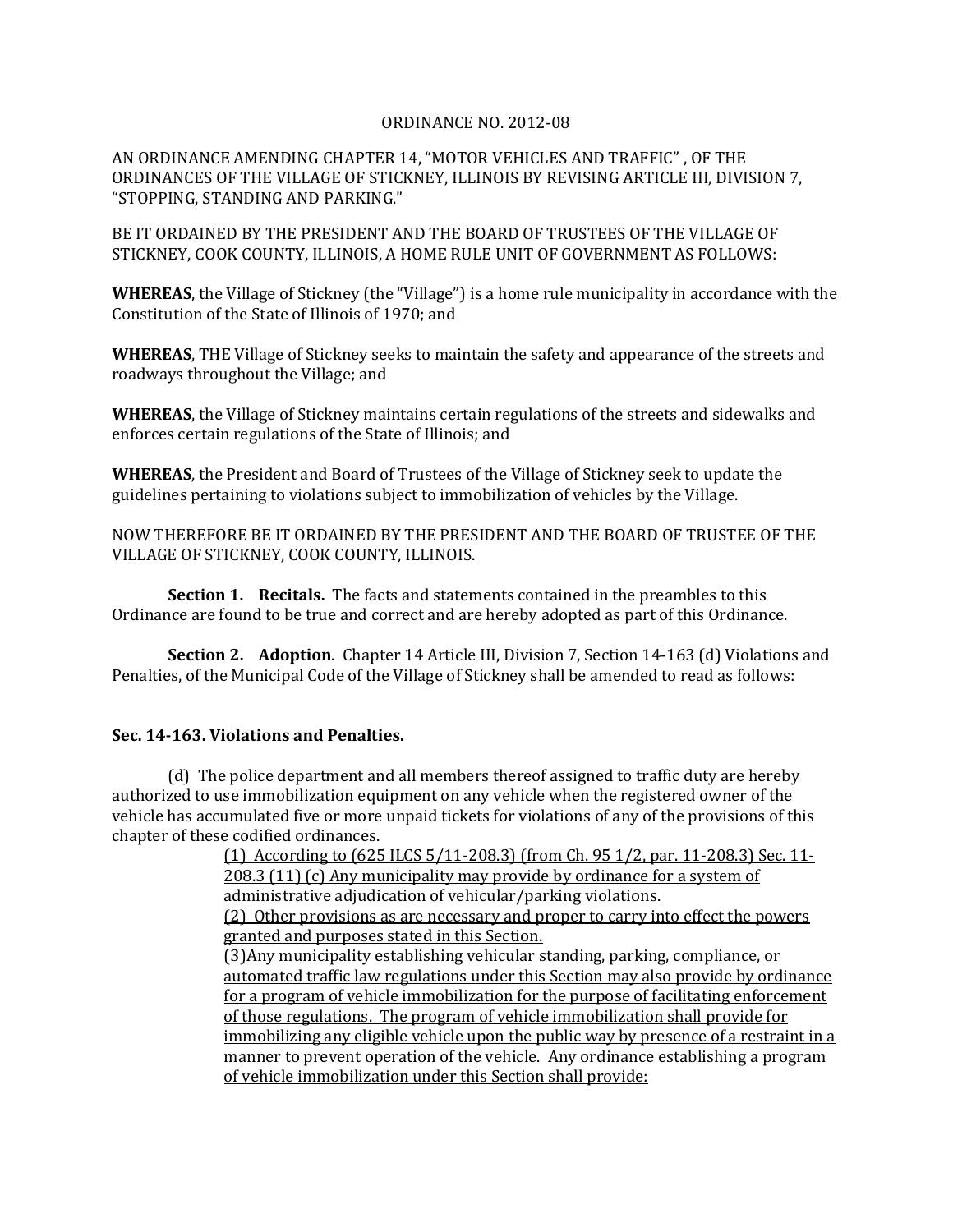ORDINANCE NO. 2012-08

AN ORDINANCE AMENDING CHAPTER 14, "MOTOR VEHICLES AND TRAFFIC" , OF THE ORDINANCES OF THE VILLAGE OF STICKNEY, ILLINOIS BY REVISING ARTICLE III, DIVISION 7, "STOPPING, STANDING AND PARKING."

BE IT ORDAINED BY THE PRESIDENT AND THE BOARD OF TRUSTEES OF THE VILLAGE OF STICKNEY, COOK COUNTY, ILLINOIS, A HOME RULE UNIT OF GOVERNMENT AS FOLLOWS:

**WHEREAS**, the Village of Stickney (the "Village") is a home rule municipality in accordance with the Constitution of the State of Illinois of 1970; and

**WHEREAS**, THE Village of Stickney seeks to maintain the safety and appearance of the streets and roadways throughout the Village; and

**WHEREAS**, the Village of Stickney maintains certain regulations of the streets and sidewalks and enforces certain regulations of the State of Illinois; and

**WHEREAS**, the President and Board of Trustees of the Village of Stickney seek to update the guidelines pertaining to violations subject to immobilization of vehicles by the Village.

NOW THEREFORE BE IT ORDAINED BY THE PRESIDENT AND THE BOARD OF TRUSTEE OF THE VILLAGE OF STICKNEY, COOK COUNTY, ILLINOIS.

**Section 1. Recitals.** The facts and statements contained in the preambles to this Ordinance are found to be true and correct and are hereby adopted as part of this Ordinance.

**Section 2. Adoption**. Chapter 14 Article III, Division 7, Section 14-163 (d) Violations and Penalties, of the Municipal Code of the Village of Stickney shall be amended to read as follows:

**Sec. 14-163. Violations and Penalties.**

(d) The police department and all members thereof assigned to traffic duty are hereby authorized to use immobilization equipment on any vehicle when the registered owner of the vehicle has accumulated five or more unpaid tickets for violations of any of the provisions of this chapter of these codified ordinances.

<u>(1) According to (625 ILCS 5/11-208.3) (from Ch. 95 1/2, par. 11-208.3) Sec. 11-208.3 (11) (c) Any municipality may provide by ordinance for a system of administrative adjudication of vehicular/parking violations.</u>

<u>(2) Other provisions as are necessary and proper to carry into effect the powers granted and purposes stated in this Section.</u>

<u>(3)Any municipality establishing vehicular standing, parking, compliance, or automated traffic law regulations under this Section may also provide by ordinance for a program of vehicle immobilization for the purpose of facilitating enforcement of those regulations. The program of vehicle immobilization shall provide for immobilizing any eligible vehicle upon the public way by presence of a restraint in a manner to prevent operation of the vehicle. Any ordinance establishing a program of vehicle immobilization under this Section shall provide:</u>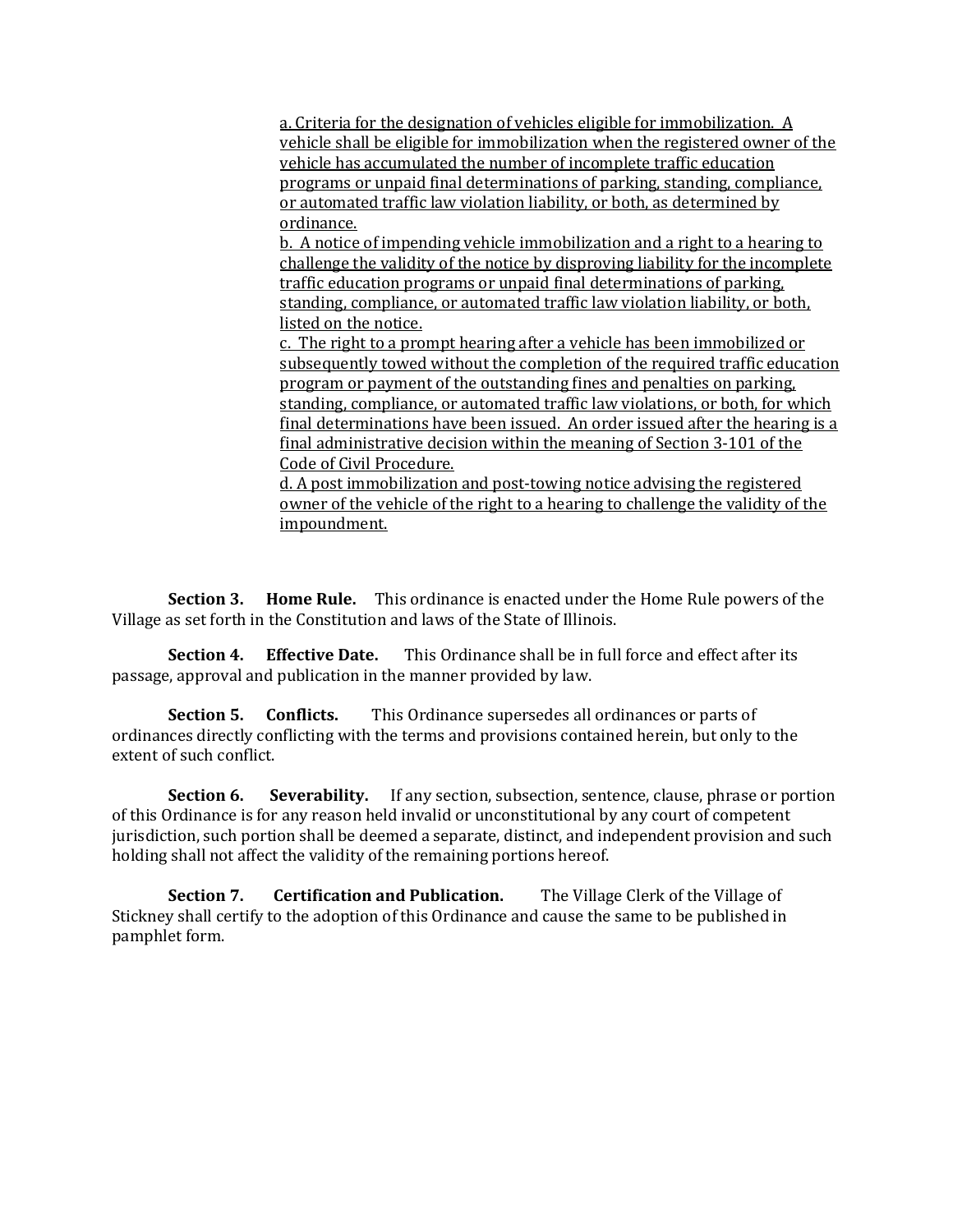a. Criteria for the designation of vehicles eligible for immobilization. A vehicle shall be eligible for immobilization when the registered owner of the vehicle has accumulated the number of incomplete traffic education programs or unpaid final determinations of parking, standing, compliance, or automated traffic law violation liability, or both, as determined by ordinance.

b. A notice of impending vehicle immobilization and a right to a hearing to challenge the validity of the notice by disproving liability for the incomplete traffic education programs or unpaid final determinations of parking, standing, compliance, or automated traffic law violation liability, or both, listed on the notice.

c. The right to a prompt hearing after a vehicle has been immobilized or subsequently towed without the completion of the required traffic education program or payment of the outstanding fines and penalties on parking, standing, compliance, or automated traffic law violations, or both, for which final determinations have been issued. An order issued after the hearing is a final administrative decision within the meaning of Section 3-101 of the Code of Civil Procedure.

d. A post immobilization and post-towing notice advising the registered owner of the vehicle of the right to a hearing to challenge the validity of the impoundment.

**Section 3. Home Rule.** This ordinance is enacted under the Home Rule powers of the Village as set forth in the Constitution and laws of the State of Illinois.

**Section 4. Effective Date.** This Ordinance shall be in full force and effect after its passage, approval and publication in the manner provided by law.

**Section 5. Conflicts.** This Ordinance supersedes all ordinances or parts of ordinances directly conflicting with the terms and provisions contained herein, but only to the extent of such conflict.

**Section 6. Severability.** If any section, subsection, sentence, clause, phrase or portion of this Ordinance is for any reason held invalid or unconstitutional by any court of competent jurisdiction, such portion shall be deemed a separate, distinct, and independent provision and such holding shall not affect the validity of the remaining portions hereof.

**Section 7. Certification and Publication.** The Village Clerk of the Village of Stickney shall certify to the adoption of this Ordinance and cause the same to be published in pamphlet form.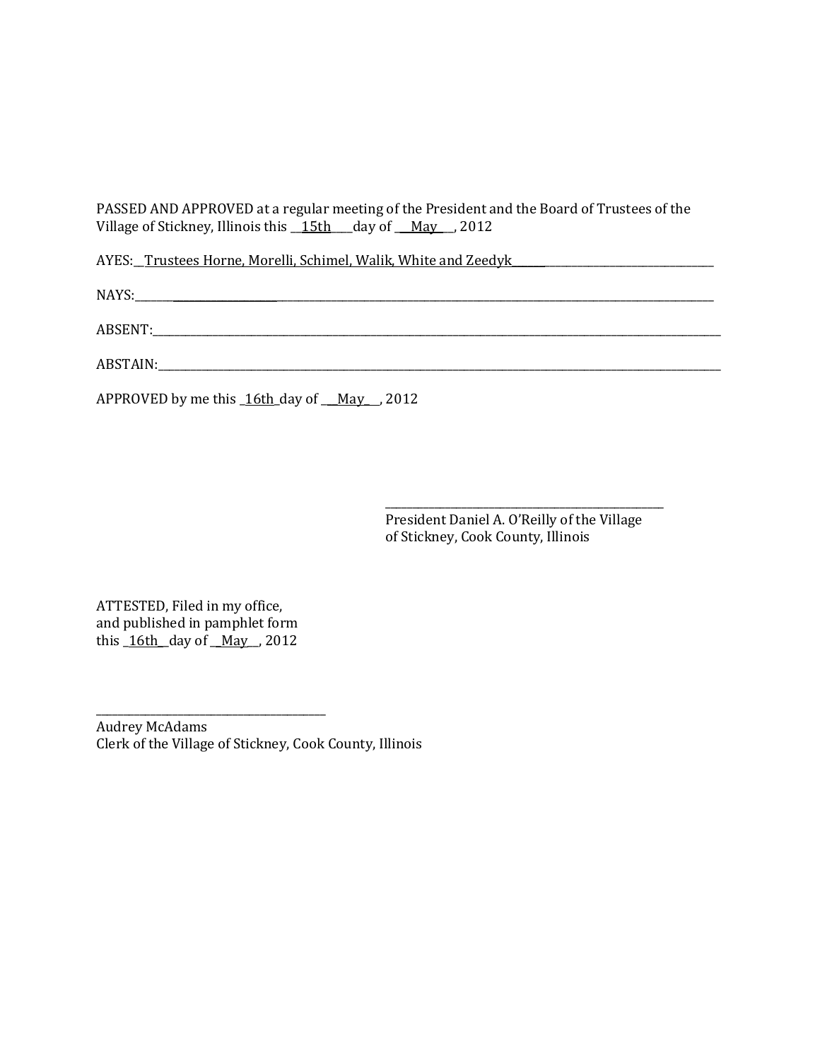PASSED AND APPROVED at a regular meeting of the President and the Board of Trustees of the Village of Stickney, Illinois this __15th___day of __May__, 2012

AYES:__Trustees Horne, Morelli, Schimel, Walik, White and Zeedyk______________________________________

NAYS:________________________________________________________________________________________

ABSENT:______________________________________________________________________________________

ABSTAIN:_____________________________________________________________________________________

APPROVED by me this _16th_day of __May__, 2012

_______________________________________
President Daniel A. O'Reilly of the Village
of Stickney, Cook County, Illinois

ATTESTED, Filed in my office,
and published in pamphlet form
this _16th__day of __May__, 2012

_______________________________________
Audrey McAdams
Clerk of the Village of Stickney, Cook County, Illinois